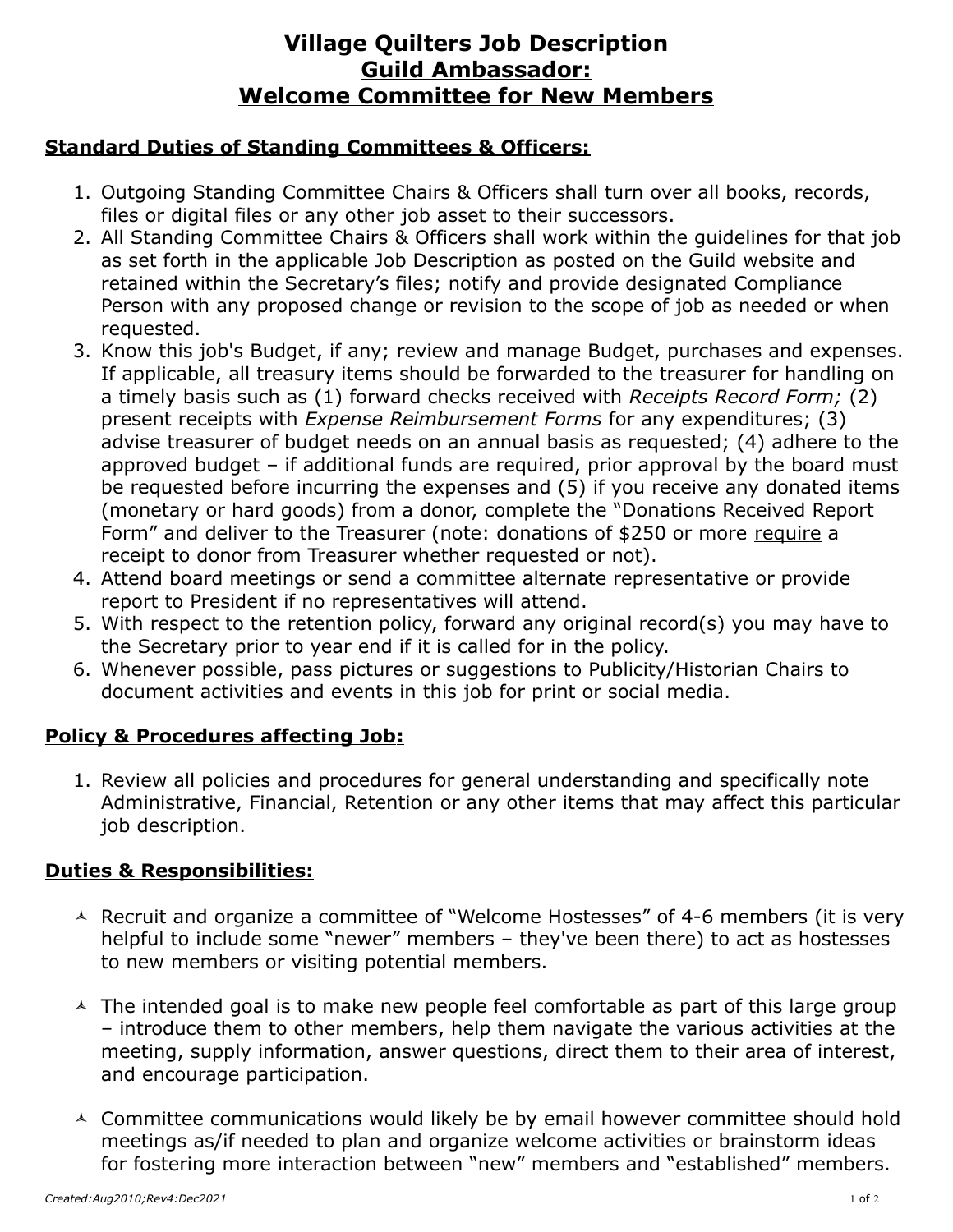# Village Quilters Job Description
## Guild Ambassador: Welcome Committee for New Members

### Standard Duties of Standing Committees & Officers:

1. Outgoing Standing Committee Chairs & Officers shall turn over all books, records, files or digital files or any other job asset to their successors.
2. All Standing Committee Chairs & Officers shall work within the guidelines for that job as set forth in the applicable Job Description as posted on the Guild website and retained within the Secretary's files; notify and provide designated Compliance Person with any proposed change or revision to the scope of job as needed or when requested.
3. Know this job's Budget, if any; review and manage Budget, purchases and expenses. If applicable, all treasury items should be forwarded to the treasurer for handling on a timely basis such as (1) forward checks received with *Receipts Record Form;* (2) present receipts with *Expense Reimbursement Forms* for any expenditures; (3) advise treasurer of budget needs on an annual basis as requested; (4) adhere to the approved budget – if additional funds are required, prior approval by the board must be requested before incurring the expenses and (5) if you receive any donated items (monetary or hard goods) from a donor, complete the "Donations Received Report Form" and deliver to the Treasurer (note: donations of $250 or more <u>require</u> a receipt to donor from Treasurer whether requested or not).
4. Attend board meetings or send a committee alternate representative or provide report to President if no representatives will attend.
5. With respect to the retention policy, forward any original record(s) you may have to the Secretary prior to year end if it is called for in the policy.
6. Whenever possible, pass pictures or suggestions to Publicity/Historian Chairs to document activities and events in this job for print or social media.

### Policy & Procedures affecting Job:

1. Review all policies and procedures for general understanding and specifically note Administrative, Financial, Retention or any other items that may affect this particular job description.

### Duties & Responsibilities:

- Recruit and organize a committee of "Welcome Hostesses" of 4-6 members (it is very helpful to include some "newer" members – they've been there) to act as hostesses to new members or visiting potential members.

- The intended goal is to make new people feel comfortable as part of this large group – introduce them to other members, help them navigate the various activities at the meeting, supply information, answer questions, direct them to their area of interest, and encourage participation.

- Committee communications would likely be by email however committee should hold meetings as/if needed to plan and organize welcome activities or brainstorm ideas for fostering more interaction between "new" members and "established" members.

*Created:Aug2010;Rev4:Dec2021*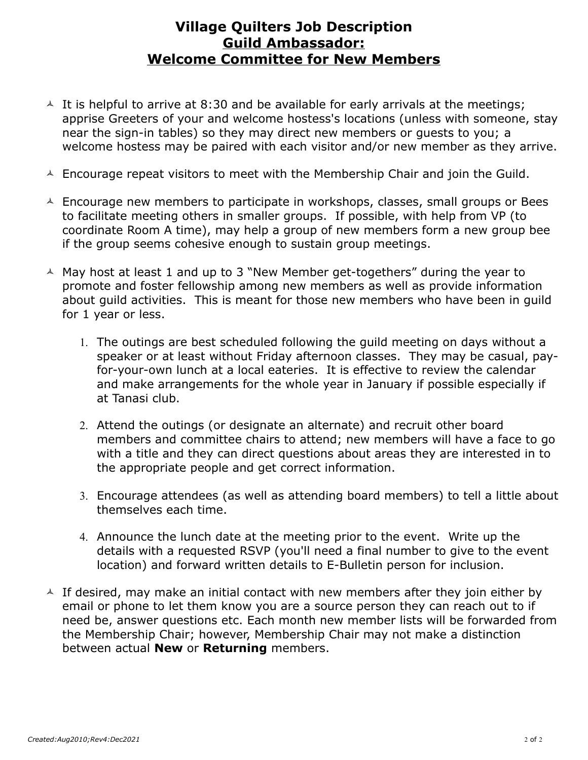# Village Quilters Job Description

## Guild Ambassador: Welcome Committee for New Members

- It is helpful to arrive at 8:30 and be available for early arrivals at the meetings; apprise Greeters of your and welcome hostess's locations (unless with someone, stay near the sign-in tables) so they may direct new members or guests to you; a welcome hostess may be paired with each visitor and/or new member as they arrive.
- Encourage repeat visitors to meet with the Membership Chair and join the Guild.
- Encourage new members to participate in workshops, classes, small groups or Bees to facilitate meeting others in smaller groups. If possible, with help from VP (to coordinate Room A time), may help a group of new members form a new group bee if the group seems cohesive enough to sustain group meetings.
- May host at least 1 and up to 3 "New Member get-togethers" during the year to promote and foster fellowship among new members as well as provide information about guild activities. This is meant for those new members who have been in guild for 1 year or less.
  1. The outings are best scheduled following the guild meeting on days without a speaker or at least without Friday afternoon classes. They may be casual, pay-for-your-own lunch at a local eateries. It is effective to review the calendar and make arrangements for the whole year in January if possible especially if at Tanasi club.
  2. Attend the outings (or designate an alternate) and recruit other board members and committee chairs to attend; new members will have a face to go with a title and they can direct questions about areas they are interested in to the appropriate people and get correct information.
  3. Encourage attendees (as well as attending board members) to tell a little about themselves each time.
  4. Announce the lunch date at the meeting prior to the event. Write up the details with a requested RSVP (you'll need a final number to give to the event location) and forward written details to E-Bulletin person for inclusion.
- If desired, may make an initial contact with new members after they join either by email or phone to let them know you are a source person they can reach out to if need be, answer questions etc. Each month new member lists will be forwarded from the Membership Chair; however, Membership Chair may not make a distinction between actual **New** or **Returning** members.

*Created:Aug2010;Rev4:Dec2021*